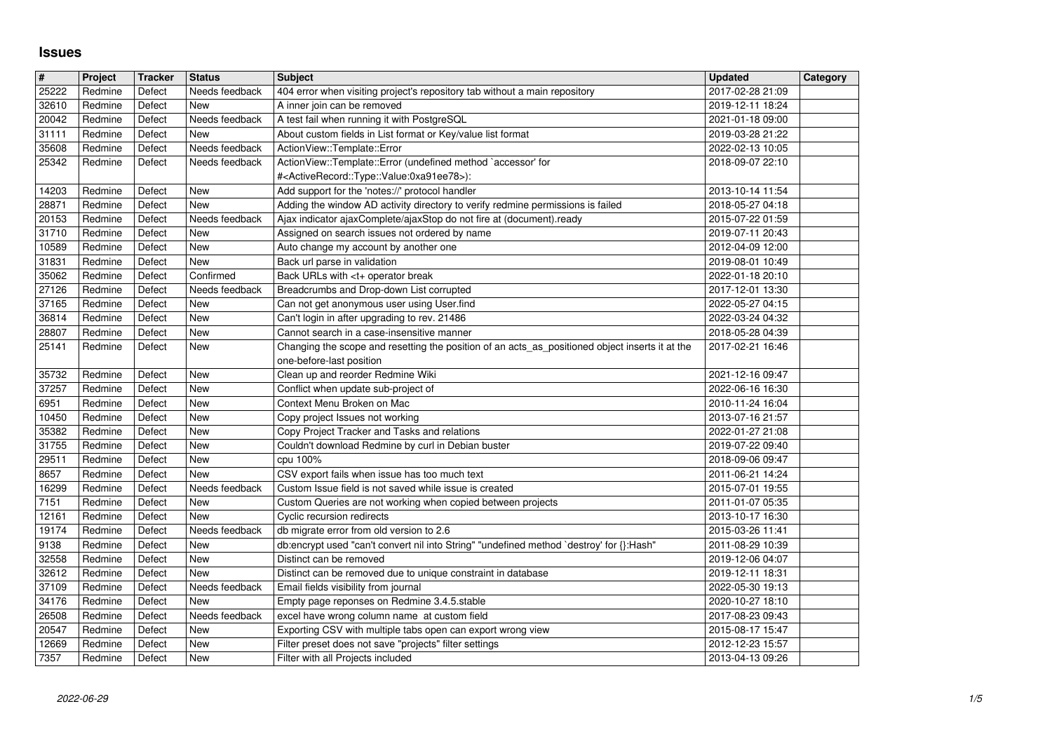# Issues

| # | Project | Tracker | Status | Subject | Updated | Category |
|---|---|---|---|---|---|---|
| 25222 | Redmine | Defect | Needs feedback | 404 error when visiting project's repository tab without a main repository | 2017-02-28 21:09 | |
| 32610 | Redmine | Defect | New | A inner join can be removed | 2019-12-11 18:24 | |
| 20042 | Redmine | Defect | Needs feedback | A test fail when running it with PostgreSQL | 2021-01-18 09:00 | |
| 31111 | Redmine | Defect | New | About custom fields in List format or Key/value list format | 2019-03-28 21:22 | |
| 35608 | Redmine | Defect | Needs feedback | ActionView::Template::Error | 2022-02-13 10:05 | |
| 25342 | Redmine | Defect | Needs feedback | ActionView::Template::Error (undefined method `accessor' for #<ActiveRecord::Type::Value:0xa91ee78>): | 2018-09-07 22:10 | |
| 14203 | Redmine | Defect | New | Add support for the 'notes://' protocol handler | 2013-10-14 11:54 | |
| 28871 | Redmine | Defect | New | Adding the window AD activity directory to verify redmine permissions is failed | 2018-05-27 04:18 | |
| 20153 | Redmine | Defect | Needs feedback | Ajax indicator ajaxComplete/ajaxStop do not fire at (document).ready | 2015-07-22 01:59 | |
| 31710 | Redmine | Defect | New | Assigned on search issues not ordered by name | 2019-07-11 20:43 | |
| 10589 | Redmine | Defect | New | Auto change my account by another one | 2012-04-09 12:00 | |
| 31831 | Redmine | Defect | New | Back url parse in validation | 2019-08-01 10:49 | |
| 35062 | Redmine | Defect | Confirmed | Back URLs with <t+ operator break | 2022-01-18 20:10 | |
| 27126 | Redmine | Defect | Needs feedback | Breadcrumbs and Drop-down List corrupted | 2017-12-01 13:30 | |
| 37165 | Redmine | Defect | New | Can not get anonymous user using User.find | 2022-05-27 04:15 | |
| 36814 | Redmine | Defect | New | Can't login in after upgrading to rev. 21486 | 2022-03-24 04:32 | |
| 28807 | Redmine | Defect | New | Cannot search in a case-insensitive manner | 2018-05-28 04:39 | |
| 25141 | Redmine | Defect | New | Changing the scope and resetting the position of an acts_as_positioned object inserts it at the one-before-last position | 2017-02-21 16:46 | |
| 35732 | Redmine | Defect | New | Clean up and reorder Redmine Wiki | 2021-12-16 09:47 | |
| 37257 | Redmine | Defect | New | Conflict when update sub-project of | 2022-06-16 16:30 | |
| 6951 | Redmine | Defect | New | Context Menu Broken on Mac | 2010-11-24 16:04 | |
| 10450 | Redmine | Defect | New | Copy project Issues not working | 2013-07-16 21:57 | |
| 35382 | Redmine | Defect | New | Copy Project Tracker and Tasks and relations | 2022-01-27 21:08 | |
| 31755 | Redmine | Defect | New | Couldn't download Redmine by curl in Debian buster | 2019-07-22 09:40 | |
| 29511 | Redmine | Defect | New | cpu 100% | 2018-09-06 09:47 | |
| 8657 | Redmine | Defect | New | CSV export fails when issue has too much text | 2011-06-21 14:24 | |
| 16299 | Redmine | Defect | Needs feedback | Custom Issue field is not saved while issue is created | 2015-07-01 19:55 | |
| 7151 | Redmine | Defect | New | Custom Queries are not working when copied between projects | 2011-01-07 05:35 | |
| 12161 | Redmine | Defect | New | Cyclic recursion redirects | 2013-10-17 16:30 | |
| 19174 | Redmine | Defect | Needs feedback | db migrate error from old version to 2.6 | 2015-03-26 11:41 | |
| 9138 | Redmine | Defect | New | db:encrypt used "can't convert nil into String" "undefined method `destroy' for {}:Hash" | 2011-08-29 10:39 | |
| 32558 | Redmine | Defect | New | Distinct can be removed | 2019-12-06 04:07 | |
| 32612 | Redmine | Defect | New | Distinct can be removed due to unique constraint in database | 2019-12-11 18:31 | |
| 37109 | Redmine | Defect | Needs feedback | Email fields visibility from journal | 2022-05-30 19:13 | |
| 34176 | Redmine | Defect | New | Empty page reponses on Redmine 3.4.5.stable | 2020-10-27 18:10 | |
| 26508 | Redmine | Defect | Needs feedback | excel have wrong column name at custom field | 2017-08-23 09:43 | |
| 20547 | Redmine | Defect | New | Exporting CSV with multiple tabs open can export wrong view | 2015-08-17 15:47 | |
| 12669 | Redmine | Defect | New | Filter preset does not save "projects" filter settings | 2012-12-23 15:57 | |
| 7357 | Redmine | Defect | New | Filter with all Projects included | 2013-04-13 09:26 | |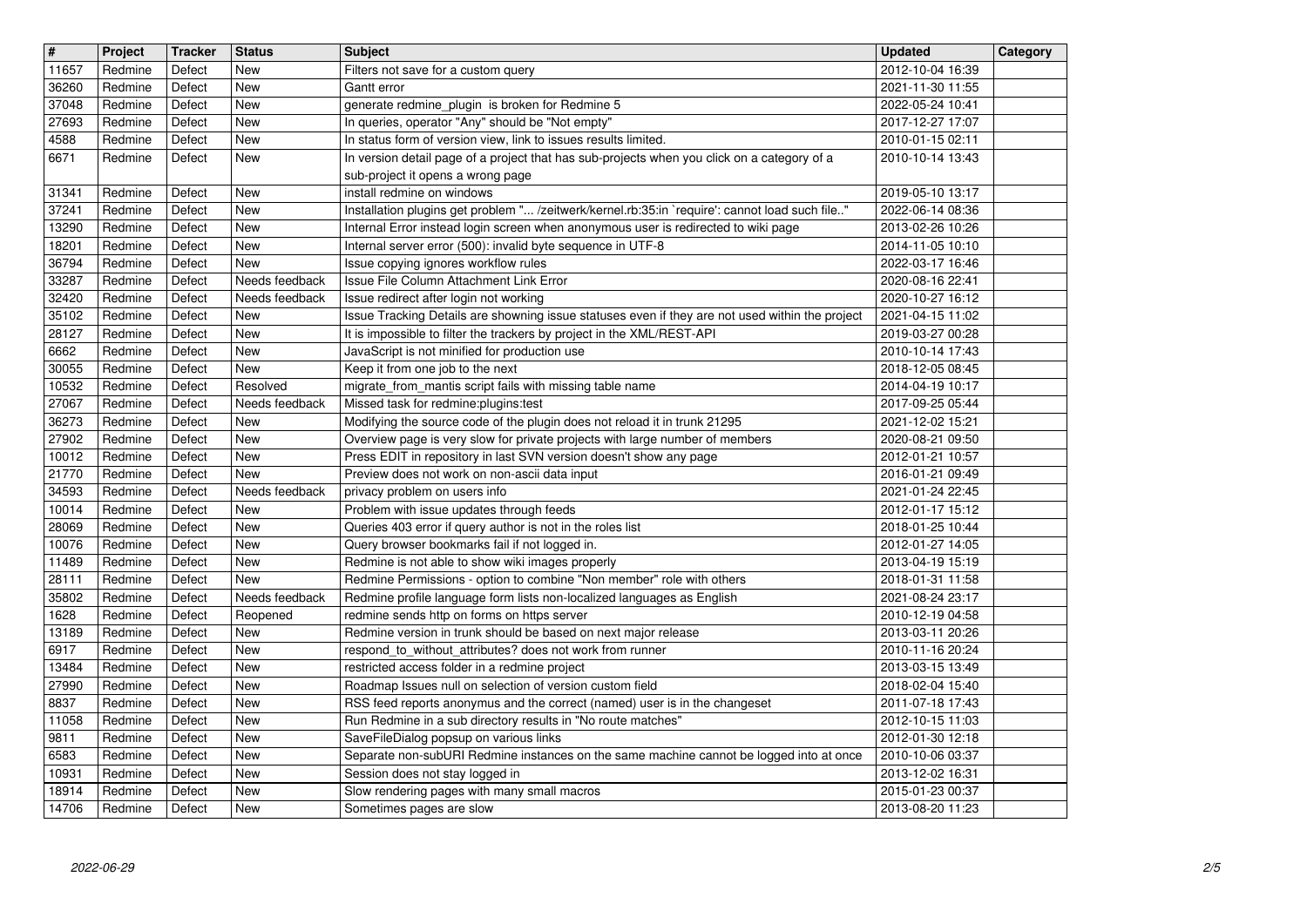| # | Project | Tracker | Status | Subject | Updated | Category |
|---|---|---|---|---|---|---|
| 11657 | Redmine | Defect | New | Filters not save for a custom query | 2012-10-04 16:39 | |
| 36260 | Redmine | Defect | New | Gantt error | 2021-11-30 11:55 | |
| 37048 | Redmine | Defect | New | generate redmine_plugin is broken for Redmine 5 | 2022-05-24 10:41 | |
| 27693 | Redmine | Defect | New | In queries, operator "Any" should be "Not empty" | 2017-12-27 17:07 | |
| 4588 | Redmine | Defect | New | In status form of version view, link to issues results limited. | 2010-01-15 02:11 | |
| 6671 | Redmine | Defect | New | In version detail page of a project that has sub-projects when you click on a category of a sub-project it opens a wrong page | 2010-10-14 13:43 | |
| 31341 | Redmine | Defect | New | install redmine on windows | 2019-05-10 13:17 | |
| 37241 | Redmine | Defect | New | Installation plugins get problem "... /zeitwerk/kernel.rb:35:in `require': cannot load such file.." | 2022-06-14 08:36 | |
| 13290 | Redmine | Defect | New | Internal Error instead login screen when anonymous user is redirected to wiki page | 2013-02-26 10:26 | |
| 18201 | Redmine | Defect | New | Internal server error (500): invalid byte sequence in UTF-8 | 2014-11-05 10:10 | |
| 36794 | Redmine | Defect | New | Issue copying ignores workflow rules | 2022-03-17 16:46 | |
| 33287 | Redmine | Defect | Needs feedback | Issue File Column Attachment Link Error | 2020-08-16 22:41 | |
| 32420 | Redmine | Defect | Needs feedback | Issue redirect after login not working | 2020-10-27 16:12 | |
| 35102 | Redmine | Defect | New | Issue Tracking Details are showning issue statuses even if they are not used within the project | 2021-04-15 11:02 | |
| 28127 | Redmine | Defect | New | It is impossible to filter the trackers by project in the XML/REST-API | 2019-03-27 00:28 | |
| 6662 | Redmine | Defect | New | JavaScript is not minified for production use | 2010-10-14 17:43 | |
| 30055 | Redmine | Defect | New | Keep it from one job to the next | 2018-12-05 08:45 | |
| 10532 | Redmine | Defect | Resolved | migrate_from_mantis script fails with missing table name | 2014-04-19 10:17 | |
| 27067 | Redmine | Defect | Needs feedback | Missed task for redmine:plugins:test | 2017-09-25 05:44 | |
| 36273 | Redmine | Defect | New | Modifying the source code of the plugin does not reload it in trunk 21295 | 2021-12-02 15:21 | |
| 27902 | Redmine | Defect | New | Overview page is very slow for private projects with large number of members | 2020-08-21 09:50 | |
| 10012 | Redmine | Defect | New | Press EDIT in repository in last SVN version doesn't show any page | 2012-01-21 10:57 | |
| 21770 | Redmine | Defect | New | Preview does not work on non-ascii data input | 2016-01-21 09:49 | |
| 34593 | Redmine | Defect | Needs feedback | privacy problem on users info | 2021-01-24 22:45 | |
| 10014 | Redmine | Defect | New | Problem with issue updates through feeds | 2012-01-17 15:12 | |
| 28069 | Redmine | Defect | New | Queries 403 error if query author is not in the roles list | 2018-01-25 10:44 | |
| 10076 | Redmine | Defect | New | Query browser bookmarks fail if not logged in. | 2012-01-27 14:05 | |
| 11489 | Redmine | Defect | New | Redmine is not able to show wiki images properly | 2013-04-19 15:19 | |
| 28111 | Redmine | Defect | New | Redmine Permissions - option to combine "Non member" role with others | 2018-01-31 11:58 | |
| 35802 | Redmine | Defect | Needs feedback | Redmine profile language form lists non-localized languages as English | 2021-08-24 23:17 | |
| 1628 | Redmine | Defect | Reopened | redmine sends http on forms on https server | 2010-12-19 04:58 | |
| 13189 | Redmine | Defect | New | Redmine version in trunk should be based on next major release | 2013-03-11 20:26 | |
| 6917 | Redmine | Defect | New | respond_to_without_attributes? does not work from runner | 2010-11-16 20:24 | |
| 13484 | Redmine | Defect | New | restricted access folder in a redmine project | 2013-03-15 13:49 | |
| 27990 | Redmine | Defect | New | Roadmap Issues null on selection of version custom field | 2018-02-04 15:40 | |
| 8837 | Redmine | Defect | New | RSS feed reports anonymus and the correct (named) user is in the changeset | 2011-07-18 17:43 | |
| 11058 | Redmine | Defect | New | Run Redmine in a sub directory results in "No route matches" | 2012-10-15 11:03 | |
| 9811 | Redmine | Defect | New | SaveFileDialog popsup on various links | 2012-01-30 12:18 | |
| 6583 | Redmine | Defect | New | Separate non-subURI Redmine instances on the same machine cannot be logged into at once | 2010-10-06 03:37 | |
| 10931 | Redmine | Defect | New | Session does not stay logged in | 2013-12-02 16:31 | |
| 18914 | Redmine | Defect | New | Slow rendering pages with many small macros | 2015-01-23 00:37 | |
| 14706 | Redmine | Defect | New | Sometimes pages are slow | 2013-08-20 11:23 | |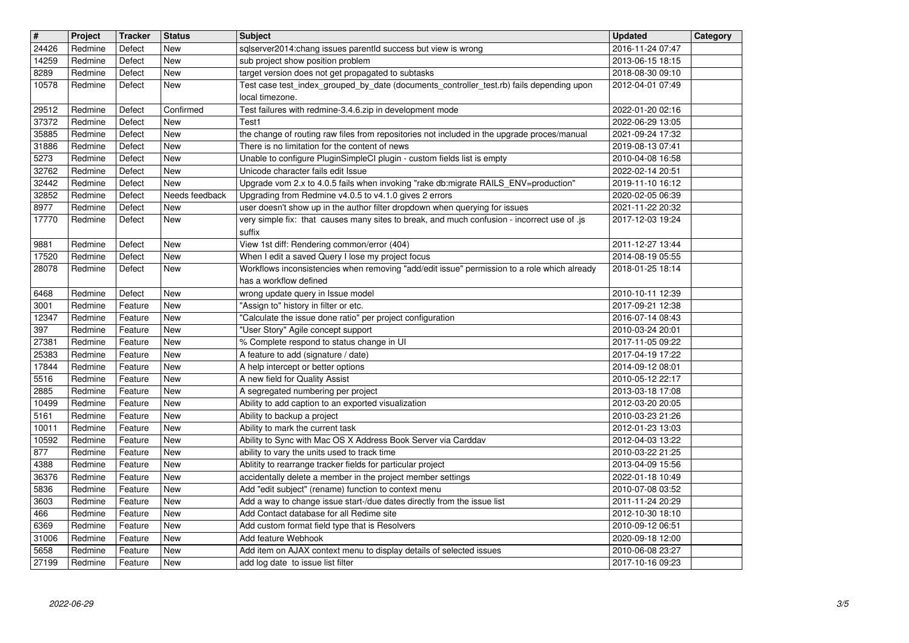| # | Project | Tracker | Status | Subject | Updated | Category |
|---|---|---|---|---|---|---|
| 24426 | Redmine | Defect | New | sqlserver2014:chang issues parentId success but view is wrong | 2016-11-24 07:47 | |
| 14259 | Redmine | Defect | New | sub project show position problem | 2013-06-15 18:15 | |
| 8289 | Redmine | Defect | New | target version does not get propagated to subtasks | 2018-08-30 09:10 | |
| 10578 | Redmine | Defect | New | Test case test_index_grouped_by_date (documents_controller_test.rb) fails depending upon local timezone. | 2012-04-01 07:49 | |
| 29512 | Redmine | Defect | Confirmed | Test failures with redmine-3.4.6.zip in development mode | 2022-01-20 02:16 | |
| 37372 | Redmine | Defect | New | Test1 | 2022-06-29 13:05 | |
| 35885 | Redmine | Defect | New | the change of routing raw files from repositories not included in the upgrade proces/manual | 2021-09-24 17:32 | |
| 31886 | Redmine | Defect | New | There is no limitation for the content of news | 2019-08-13 07:41 | |
| 5273 | Redmine | Defect | New | Unable to configure PluginSimpleCI plugin - custom fields list is empty | 2010-04-08 16:58 | |
| 32762 | Redmine | Defect | New | Unicode character fails edit Issue | 2022-02-14 20:51 | |
| 32442 | Redmine | Defect | New | Upgrade vom 2.x to 4.0.5 fails when invoking "rake db:migrate RAILS_ENV=production" | 2019-11-10 16:12 | |
| 32852 | Redmine | Defect | Needs feedback | Upgrading from Redmine v4.0.5 to v4.1.0 gives 2 errors | 2020-02-05 06:39 | |
| 8977 | Redmine | Defect | New | user doesn't show up in the author filter dropdown when querying for issues | 2021-11-22 20:32 | |
| 17770 | Redmine | Defect | New | very simple fix: that causes many sites to break, and much confusion - incorrect use of .js suffix | 2017-12-03 19:24 | |
| 9881 | Redmine | Defect | New | View 1st diff: Rendering common/error (404) | 2011-12-27 13:44 | |
| 17520 | Redmine | Defect | New | When I edit a saved Query I lose my project focus | 2014-08-19 05:55 | |
| 28078 | Redmine | Defect | New | Workflows inconsistencies when removing "add/edit issue" permission to a role which already has a workflow defined | 2018-01-25 18:14 | |
| 6468 | Redmine | Defect | New | wrong update query in Issue model | 2010-10-11 12:39 | |
| 3001 | Redmine | Feature | New | "Assign to" history in filter or etc. | 2017-09-21 12:38 | |
| 12347 | Redmine | Feature | New | "Calculate the issue done ratio" per project configuration | 2016-07-14 08:43 | |
| 397 | Redmine | Feature | New | "User Story" Agile concept support | 2010-03-24 20:01 | |
| 27381 | Redmine | Feature | New | % Complete respond to status change in UI | 2017-11-05 09:22 | |
| 25383 | Redmine | Feature | New | A feature to add (signature / date) | 2017-04-19 17:22 | |
| 17844 | Redmine | Feature | New | A help intercept or better options | 2014-09-12 08:01 | |
| 5516 | Redmine | Feature | New | A new field for Quality Assist | 2010-05-12 22:17 | |
| 2885 | Redmine | Feature | New | A segregated numbering per project | 2013-03-18 17:08 | |
| 10499 | Redmine | Feature | New | Ability to add caption to an exported visualization | 2012-03-20 20:05 | |
| 5161 | Redmine | Feature | New | Ability to backup a project | 2010-03-23 21:26 | |
| 10011 | Redmine | Feature | New | Ability to mark the current task | 2012-01-23 13:03 | |
| 10592 | Redmine | Feature | New | Ability to Sync with Mac OS X Address Book Server via Carddav | 2012-04-03 13:22 | |
| 877 | Redmine | Feature | New | ability to vary the units used to track time | 2010-03-22 21:25 | |
| 4388 | Redmine | Feature | New | Ablitity to rearrange tracker fields for particular project | 2013-04-09 15:56 | |
| 36376 | Redmine | Feature | New | accidentally delete a member in the project member settings | 2022-01-18 10:49 | |
| 5836 | Redmine | Feature | New | Add "edit subject" (rename) function to context menu | 2010-07-08 03:52 | |
| 3603 | Redmine | Feature | New | Add a way to change issue start-/due dates directly from the issue list | 2011-11-24 20:29 | |
| 466 | Redmine | Feature | New | Add Contact database for all Redime site | 2012-10-30 18:10 | |
| 6369 | Redmine | Feature | New | Add custom format field type that is Resolvers | 2010-09-12 06:51 | |
| 31006 | Redmine | Feature | New | Add feature Webhook | 2020-09-18 12:00 | |
| 5658 | Redmine | Feature | New | Add item on AJAX context menu to display details of selected issues | 2010-06-08 23:27 | |
| 27199 | Redmine | Feature | New | add log date to issue list filter | 2017-10-16 09:23 | |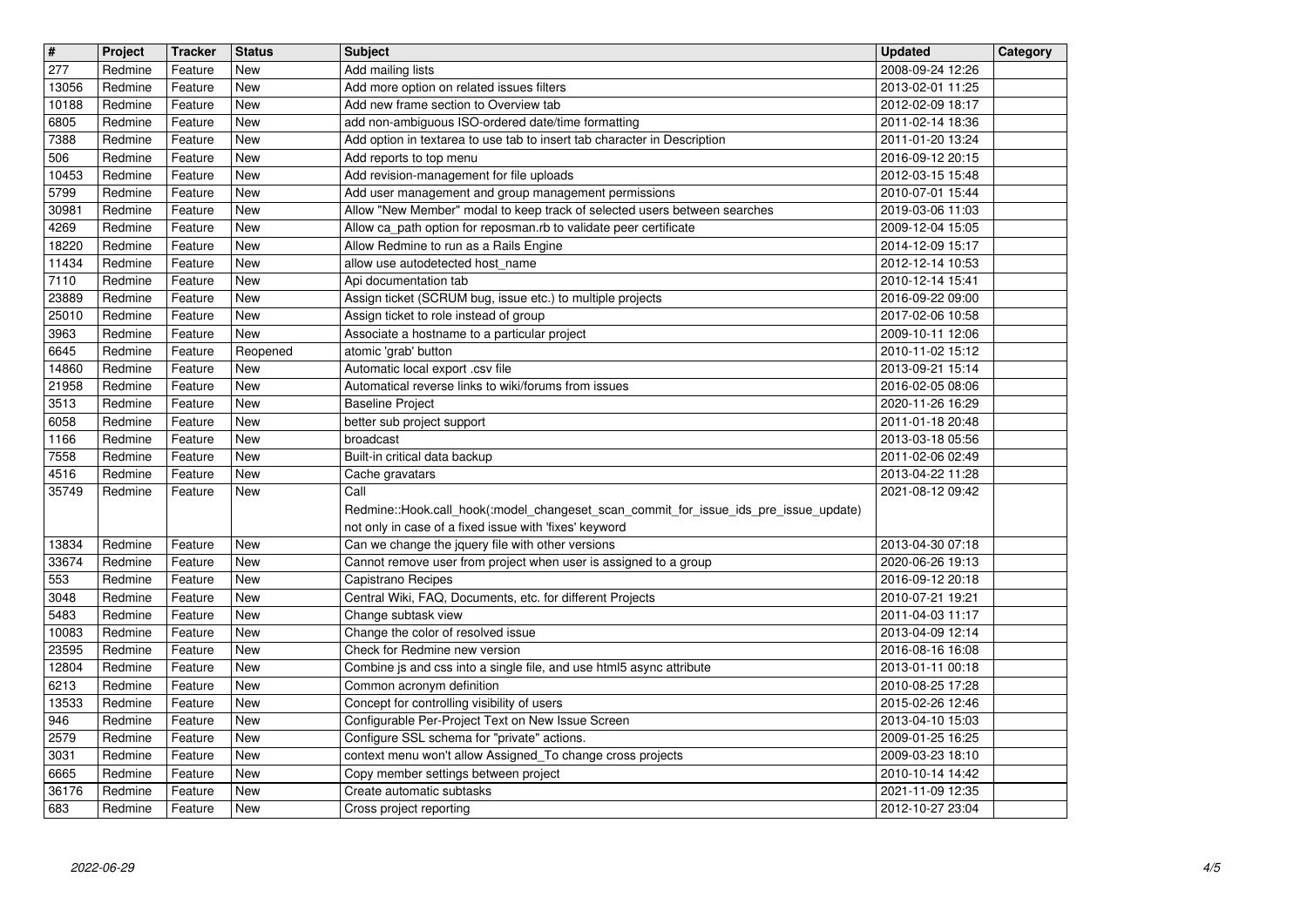| # | Project | Tracker | Status | Subject | Updated | Category |
|---|---|---|---|---|---|---|
| 277 | Redmine | Feature | New | Add mailing lists | 2008-09-24 12:26 | |
| 13056 | Redmine | Feature | New | Add more option on related issues filters | 2013-02-01 11:25 | |
| 10188 | Redmine | Feature | New | Add new frame section to Overview tab | 2012-02-09 18:17 | |
| 6805 | Redmine | Feature | New | add non-ambiguous ISO-ordered date/time formatting | 2011-02-14 18:36 | |
| 7388 | Redmine | Feature | New | Add option in textarea to use tab to insert tab character in Description | 2011-01-20 13:24 | |
| 506 | Redmine | Feature | New | Add reports to top menu | 2016-09-12 20:15 | |
| 10453 | Redmine | Feature | New | Add revision-management for file uploads | 2012-03-15 15:48 | |
| 5799 | Redmine | Feature | New | Add user management and group management permissions | 2010-07-01 15:44 | |
| 30981 | Redmine | Feature | New | Allow "New Member" modal to keep track of selected users between searches | 2019-03-06 11:03 | |
| 4269 | Redmine | Feature | New | Allow ca_path option for reposman.rb to validate peer certificate | 2009-12-04 15:05 | |
| 18220 | Redmine | Feature | New | Allow Redmine to run as a Rails Engine | 2014-12-09 15:17 | |
| 11434 | Redmine | Feature | New | allow use autodetected host_name | 2012-12-14 10:53 | |
| 7110 | Redmine | Feature | New | Api documentation tab | 2010-12-14 15:41 | |
| 23889 | Redmine | Feature | New | Assign ticket (SCRUM bug, issue etc.) to multiple projects | 2016-09-22 09:00 | |
| 25010 | Redmine | Feature | New | Assign ticket to role instead of group | 2017-02-06 10:58 | |
| 3963 | Redmine | Feature | New | Associate a hostname to a particular project | 2009-10-11 12:06 | |
| 6645 | Redmine | Feature | Reopened | atomic 'grab' button | 2010-11-02 15:12 | |
| 14860 | Redmine | Feature | New | Automatic local export .csv file | 2013-09-21 15:14 | |
| 21958 | Redmine | Feature | New | Automatical reverse links to wiki/forums from issues | 2016-02-05 08:06 | |
| 3513 | Redmine | Feature | New | Baseline Project | 2020-11-26 16:29 | |
| 6058 | Redmine | Feature | New | better sub project support | 2011-01-18 20:48 | |
| 1166 | Redmine | Feature | New | broadcast | 2013-03-18 05:56 | |
| 7558 | Redmine | Feature | New | Built-in critical data backup | 2011-02-06 02:49 | |
| 4516 | Redmine | Feature | New | Cache gravatars | 2013-04-22 11:28 | |
| 35749 | Redmine | Feature | New | Call Redmine::Hook.call_hook(:model_changeset_scan_commit_for_issue_ids_pre_issue_update) not only in case of a fixed issue with 'fixes' keyword | 2021-08-12 09:42 | |
| 13834 | Redmine | Feature | New | Can we change the jquery file with other versions | 2013-04-30 07:18 | |
| 33674 | Redmine | Feature | New | Cannot remove user from project when user is assigned to a group | 2020-06-26 19:13 | |
| 553 | Redmine | Feature | New | Capistrano Recipes | 2016-09-12 20:18 | |
| 3048 | Redmine | Feature | New | Central Wiki, FAQ, Documents, etc. for different Projects | 2010-07-21 19:21 | |
| 5483 | Redmine | Feature | New | Change subtask view | 2011-04-03 11:17 | |
| 10083 | Redmine | Feature | New | Change the color of resolved issue | 2013-04-09 12:14 | |
| 23595 | Redmine | Feature | New | Check for Redmine new version | 2016-08-16 16:08 | |
| 12804 | Redmine | Feature | New | Combine js and css into a single file, and use html5 async attribute | 2013-01-11 00:18 | |
| 6213 | Redmine | Feature | New | Common acronym definition | 2010-08-25 17:28 | |
| 13533 | Redmine | Feature | New | Concept for controlling visibility of users | 2015-02-26 12:46 | |
| 946 | Redmine | Feature | New | Configurable Per-Project Text on New Issue Screen | 2013-04-10 15:03 | |
| 2579 | Redmine | Feature | New | Configure SSL schema for "private" actions. | 2009-01-25 16:25 | |
| 3031 | Redmine | Feature | New | context menu won't allow Assigned_To change cross projects | 2009-03-23 18:10 | |
| 6665 | Redmine | Feature | New | Copy member settings between project | 2010-10-14 14:42 | |
| 36176 | Redmine | Feature | New | Create automatic subtasks | 2021-11-09 12:35 | |
| 683 | Redmine | Feature | New | Cross project reporting | 2012-10-27 23:04 | |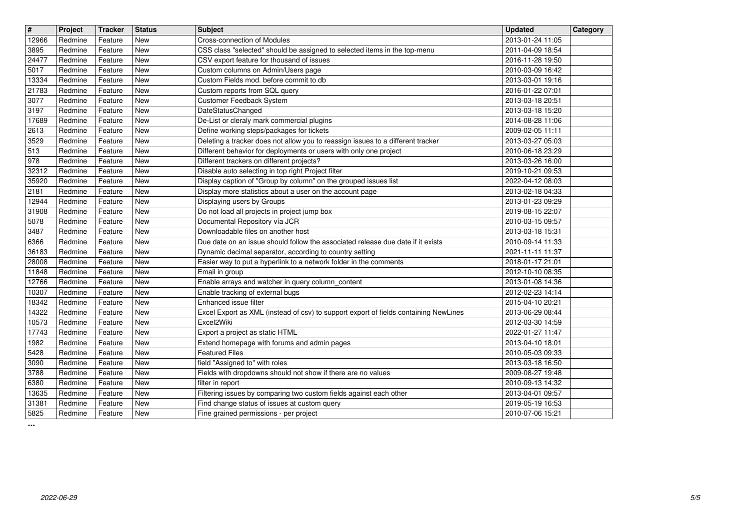| # | Project | Tracker | Status | Subject | Updated | Category |
| --- | --- | --- | --- | --- | --- | --- |
| 12966 | Redmine | Feature | New | Cross-connection of Modules | 2013-01-24 11:05 | |
| 3895 | Redmine | Feature | New | CSS class "selected" should be assigned to selected items in the top-menu | 2011-04-09 18:54 | |
| 24477 | Redmine | Feature | New | CSV export feature for thousand of issues | 2016-11-28 19:50 | |
| 5017 | Redmine | Feature | New | Custom columns on Admin/Users page | 2010-03-09 16:42 | |
| 13334 | Redmine | Feature | New | Custom Fields mod. before commit to db | 2013-03-01 19:16 | |
| 21783 | Redmine | Feature | New | Custom reports from SQL query | 2016-01-22 07:01 | |
| 3077 | Redmine | Feature | New | Customer Feedback System | 2013-03-18 20:51 | |
| 3197 | Redmine | Feature | New | DateStatusChanged | 2013-03-18 15:20 | |
| 17689 | Redmine | Feature | New | De-List or cleraly mark commercial plugins | 2014-08-28 11:06 | |
| 2613 | Redmine | Feature | New | Define working steps/packages for tickets | 2009-02-05 11:11 | |
| 3529 | Redmine | Feature | New | Deleting a tracker does not allow you to reassign issues to a different tracker | 2013-03-27 05:03 | |
| 513 | Redmine | Feature | New | Different behavior for deployments or users with only one project | 2010-06-18 23:29 | |
| 978 | Redmine | Feature | New | Different trackers on different projects? | 2013-03-26 16:00 | |
| 32312 | Redmine | Feature | New | Disable auto selecting in top right Project filter | 2019-10-21 09:53 | |
| 35920 | Redmine | Feature | New | Display caption of "Group by column" on the grouped issues list | 2022-04-12 08:03 | |
| 2181 | Redmine | Feature | New | Display more statistics about a user on the account page | 2013-02-18 04:33 | |
| 12944 | Redmine | Feature | New | Displaying users by Groups | 2013-01-23 09:29 | |
| 31908 | Redmine | Feature | New | Do not load all projects in project jump box | 2019-08-15 22:07 | |
| 5078 | Redmine | Feature | New | Documental Repository vía JCR | 2010-03-15 09:57 | |
| 3487 | Redmine | Feature | New | Downloadable files on another host | 2013-03-18 15:31 | |
| 6366 | Redmine | Feature | New | Due date on an issue should follow the associated release due date if it exists | 2010-09-14 11:33 | |
| 36183 | Redmine | Feature | New | Dynamic decimal separator, according to country setting | 2021-11-11 11:37 | |
| 28008 | Redmine | Feature | New | Easier way to put a hyperlink to a network folder in the comments | 2018-01-17 21:01 | |
| 11848 | Redmine | Feature | New | Email in group | 2012-10-10 08:35 | |
| 12766 | Redmine | Feature | New | Enable arrays and watcher in query column_content | 2013-01-08 14:36 | |
| 10307 | Redmine | Feature | New | Enable tracking of external bugs | 2012-02-23 14:14 | |
| 18342 | Redmine | Feature | New | Enhanced issue filter | 2015-04-10 20:21 | |
| 14322 | Redmine | Feature | New | Excel Export as XML (instead of csv) to support export of fields containing NewLines | 2013-06-29 08:44 | |
| 10573 | Redmine | Feature | New | Excel2Wiki | 2012-03-30 14:59 | |
| 17743 | Redmine | Feature | New | Export a project as static HTML | 2022-01-27 11:47 | |
| 1982 | Redmine | Feature | New | Extend homepage with forums and admin pages | 2013-04-10 18:01 | |
| 5428 | Redmine | Feature | New | Featured Files | 2010-05-03 09:33 | |
| 3090 | Redmine | Feature | New | field "Assigned to" with roles | 2013-03-18 16:50 | |
| 3788 | Redmine | Feature | New | Fields with dropdowns should not show if there are no values | 2009-08-27 19:48 | |
| 6380 | Redmine | Feature | New | filter in report | 2010-09-13 14:32 | |
| 13635 | Redmine | Feature | New | Filtering issues by comparing two custom fields against each other | 2013-04-01 09:57 | |
| 31381 | Redmine | Feature | New | Find change status of issues at custom query | 2019-05-19 16:53 | |
| 5825 | Redmine | Feature | New | Fine grained permissions - per project | 2010-07-06 15:21 | |

...